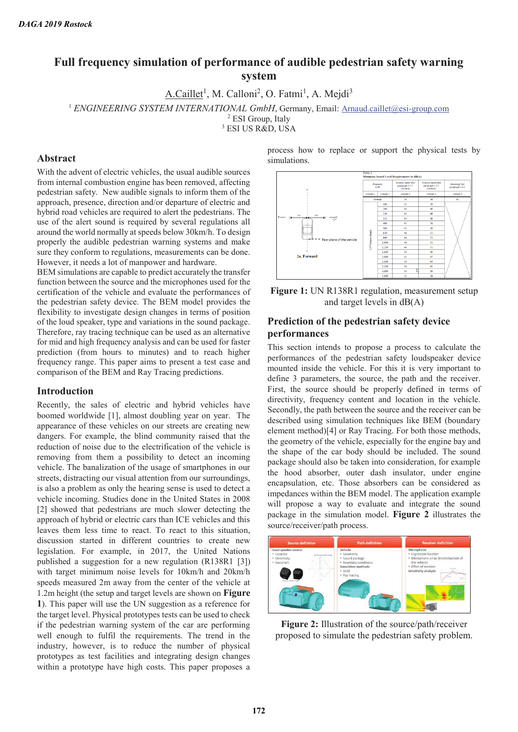# Full frequency simulation of performance of audible pedestrian safety warning system

A.Caillet[1], M. Calloni[2], O. Fatmi[1], A. Mejdi[3]

[1] *ENGINEERING SYSTEM INTERNATIONAL GmbH*, Germany, Email: Arnaud.caillet@esi-group.com
[2] ESI Group, Italy
[3] ESI US R&D, USA

## Abstract

With the advent of electric vehicles, the usual audible sources from internal combustion engine has been removed, affecting pedestrian safety. New audible signals to inform them of the approach, presence, direction and/or departure of electric and hybrid road vehicles are required to alert the pedestrians. The use of the alert sound is required by several regulations all around the world normally at speeds below 30km/h. To design properly the audible pedestrian warning systems and make sure they conform to regulations, measurements can be done. However, it needs a lot of manpower and hardware.

BEM simulations are capable to predict accurately the transfer function between the source and the microphones used for the certification of the vehicle and evaluate the performances of the pedestrian safety device. The BEM model provides the flexibility to investigate design changes in terms of position of the loud speaker, type and variations in the sound package. Therefore, ray tracing technique can be used as an alternative for mid and high frequency analysis and can be used for faster prediction (from hours to minutes) and to reach higher frequency range. This paper aims to present a test case and comparison of the BEM and Ray Tracing predictions.

## Introduction

Recently, the sales of electric and hybrid vehicles have boomed worldwide [1], almost doubling year on year. The appearance of these vehicles on our streets are creating new dangers. For example, the blind community raised that the reduction of noise due to the electrification of the vehicle is removing from them a possibility to detect an incoming vehicle. The banalization of the usage of smartphones in our streets, distracting our visual attention from our surroundings, is also a problem as only the hearing sense is used to detect a vehicle incoming. Studies done in the United States in 2008 [2] showed that pedestrians are much slower detecting the approach of hybrid or electric cars than ICE vehicles and this leaves them less time to react. To react to this situation, discussion started in different countries to create new legislation. For example, in 2017, the United Nations published a suggestion for a new regulation (R138R1 [3]) with target minimum noise levels for 10km/h and 20km/h speeds measured 2m away from the center of the vehicle at 1.2m height (the setup and target levels are shown on **Figure 1**). This paper will use the UN suggestion as a reference for the target level. Physical prototypes tests can be used to check if the pedestrian warning system of the car are performing well enough to fulfil the requirements. The trend in the industry, however, is to reduce the number of physical prototypes as test facilities and integrating design changes within a prototype have high costs. This paper proposes a process how to replace or support the physical tests by simulations.

**Figure 1:** UN R138R1 regulation, measurement setup and target levels in dB(A)

## Prediction of the pedestrian safety device performances

This section intends to propose a process to calculate the performances of the pedestrian safety loudspeaker device mounted inside the vehicle. For this it is very important to define 3 parameters, the source, the path and the receiver. First, the source should be properly defined in terms of directivity, frequency content and location in the vehicle. Secondly, the path between the source and the receiver can be described using simulation techniques like BEM (boundary element method)[4] or Ray Tracing. For both those methods, the geometry of the vehicle, especially for the engine bay and the shape of the car body should be included. The sound package should also be taken into consideration, for example the hood absorber, outer dash insulator, under engine encapsulation, etc. Those absorbers can be considered as impedances within the BEM model. The application example will propose a way to evaluate and integrate the sound package in the simulation model. **Figure 2** illustrates the source/receiver/path process.

**Figure 2:** Illustration of the source/path/receiver proposed to simulate the pedestrian safety problem.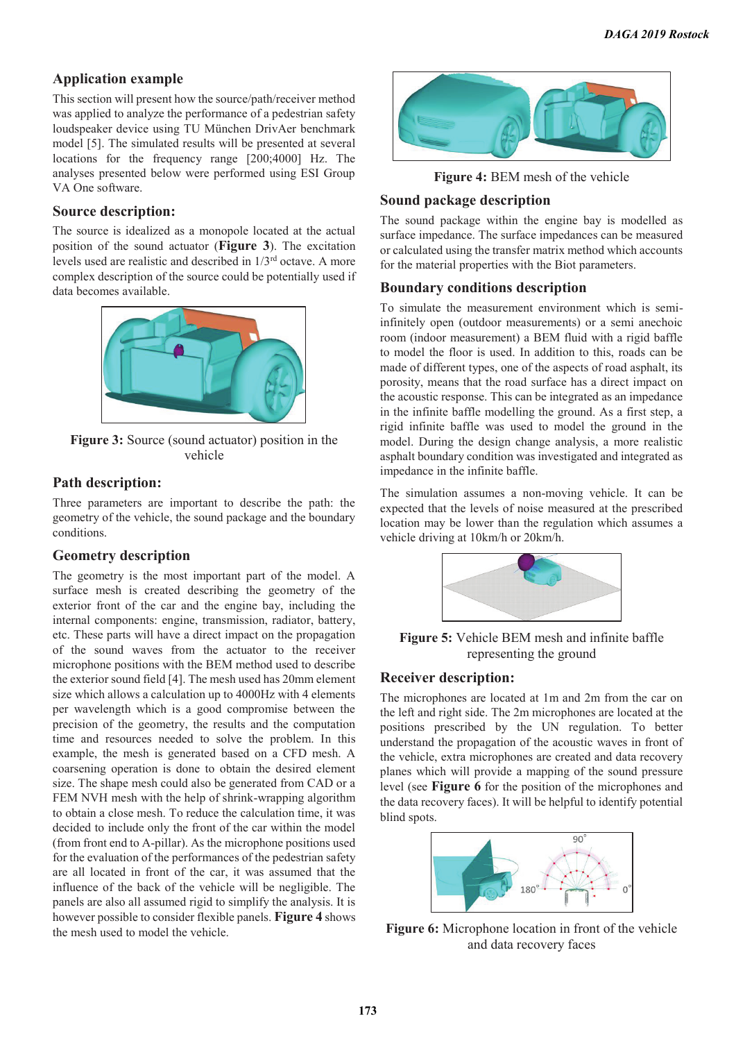## Application example

This section will present how the source/path/receiver method was applied to analyze the performance of a pedestrian safety loudspeaker device using TU München DrivAer benchmark model [5]. The simulated results will be presented at several locations for the frequency range [200;4000] Hz. The analyses presented below were performed using ESI Group VA One software.

### Source description:

The source is idealized as a monopole located at the actual position of the sound actuator (**Figure 3**). The excitation levels used are realistic and described in 1/3[rd] octave. A more complex description of the source could be potentially used if data becomes available.

**Figure 3:** Source (sound actuator) position in the vehicle

### Path description:

Three parameters are important to describe the path: the geometry of the vehicle, the sound package and the boundary conditions.

### Geometry description

The geometry is the most important part of the model. A surface mesh is created describing the geometry of the exterior front of the car and the engine bay, including the internal components: engine, transmission, radiator, battery, etc. These parts will have a direct impact on the propagation of the sound waves from the actuator to the receiver microphone positions with the BEM method used to describe the exterior sound field [4]. The mesh used has 20mm element size which allows a calculation up to 4000Hz with 4 elements per wavelength which is a good compromise between the precision of the geometry, the results and the computation time and resources needed to solve the problem. In this example, the mesh is generated based on a CFD mesh. A coarsening operation is done to obtain the desired element size. The shape mesh could also be generated from CAD or a FEM NVH mesh with the help of shrink-wrapping algorithm to obtain a close mesh. To reduce the calculation time, it was decided to include only the front of the car within the model (from front end to A-pillar). As the microphone positions used for the evaluation of the performances of the pedestrian safety are all located in front of the car, it was assumed that the influence of the back of the vehicle will be negligible. The panels are also all assumed rigid to simplify the analysis. It is however possible to consider flexible panels. **Figure 4** shows the mesh used to model the vehicle.

**Figure 4:** BEM mesh of the vehicle

### Sound package description

The sound package within the engine bay is modelled as surface impedance. The surface impedances can be measured or calculated using the transfer matrix method which accounts for the material properties with the Biot parameters.

### Boundary conditions description

To simulate the measurement environment which is semi-infinitely open (outdoor measurements) or a semi anechoic room (indoor measurement) a BEM fluid with a rigid baffle to model the floor is used. In addition to this, roads can be made of different types, one of the aspects of road asphalt, its porosity, means that the road surface has a direct impact on the acoustic response. This can be integrated as an impedance in the infinite baffle modelling the ground. As a first step, a rigid infinite baffle was used to model the ground in the model. During the design change analysis, a more realistic asphalt boundary condition was investigated and integrated as impedance in the infinite baffle.

The simulation assumes a non-moving vehicle. It can be expected that the levels of noise measured at the prescribed location may be lower than the regulation which assumes a vehicle driving at 10km/h or 20km/h.

**Figure 5:** Vehicle BEM mesh and infinite baffle representing the ground

### Receiver description:

The microphones are located at 1m and 2m from the car on the left and right side. The 2m microphones are located at the positions prescribed by the UN regulation. To better understand the propagation of the acoustic waves in front of the vehicle, extra microphones are created and data recovery planes which will provide a mapping of the sound pressure level (see **Figure 6** for the position of the microphones and the data recovery faces). It will be helpful to identify potential blind spots.

**Figure 6:** Microphone location in front of the vehicle and data recovery faces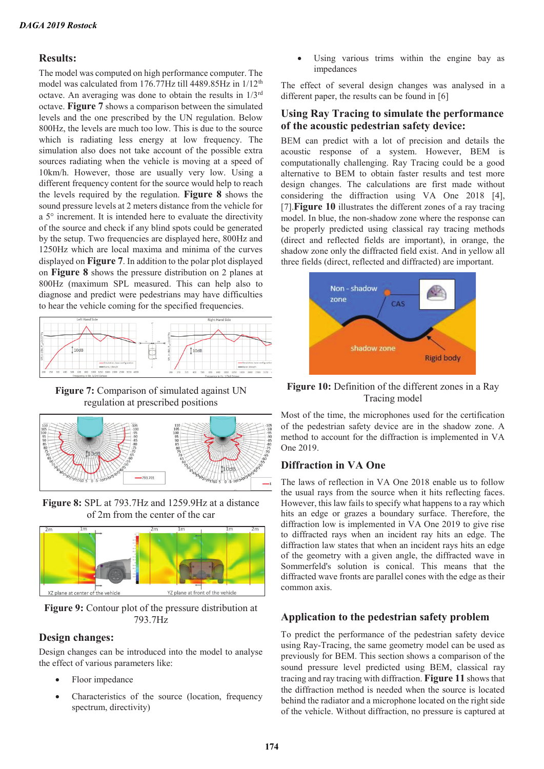## Results:

The model was computed on high performance computer. The model was calculated from 176.77Hz till 4489.85Hz in 1/12[th] octave. An averaging was done to obtain the results in 1/3[rd] octave. **Figure 7** shows a comparison between the simulated levels and the one prescribed by the UN regulation. Below 800Hz, the levels are much too low. This is due to the source which is radiating less energy at low frequency. The simulation also does not take account of the possible extra sources radiating when the vehicle is moving at a speed of 10km/h. However, those are usually very low. Using a different frequency content for the source would help to reach the levels required by the regulation. **Figure 8** shows the sound pressure levels at 2 meters distance from the vehicle for a 5° increment. It is intended here to evaluate the directivity of the source and check if any blind spots could be generated by the setup. Two frequencies are displayed here, 800Hz and 1250Hz which are local maxima and minima of the curves displayed on **Figure 7**. In addition to the polar plot displayed on **Figure 8** shows the pressure distribution on 2 planes at 800Hz (maximum SPL measured. This can help also to diagnose and predict were pedestrians may have difficulties to hear the vehicle coming for the specified frequencies.

**Figure 7:** Comparison of simulated against UN regulation at prescribed positions

**Figure 8:** SPL at 793.7Hz and 1259.9Hz at a distance of 2m from the center of the car

**Figure 9:** Contour plot of the pressure distribution at 793.7Hz

## Design changes:

Design changes can be introduced into the model to analyse the effect of various parameters like:

- Floor impedance
- Characteristics of the source (location, frequency spectrum, directivity)
- Using various trims within the engine bay as impedances

The effect of several design changes was analysed in a different paper, the results can be found in [6]

## Using Ray Tracing to simulate the performance of the acoustic pedestrian safety device:

BEM can predict with a lot of precision and details the acoustic response of a system. However, BEM is computationally challenging. Ray Tracing could be a good alternative to BEM to obtain faster results and test more design changes. The calculations are first made without considering the diffraction using VA One 2018 [4], [7].**Figure 10** illustrates the different zones of a ray tracing model. In blue, the non-shadow zone where the response can be properly predicted using classical ray tracing methods (direct and reflected fields are important), in orange, the shadow zone only the diffracted field exist. And in yellow all three fields (direct, reflected and diffracted) are important.

**Figure 10:** Definition of the different zones in a Ray Tracing model

Most of the time, the microphones used for the certification of the pedestrian safety device are in the shadow zone. A method to account for the diffraction is implemented in VA One 2019.

## Diffraction in VA One

The laws of reflection in VA One 2018 enable us to follow the usual rays from the source when it hits reflecting faces. However, this law fails to specify what happens to a ray which hits an edge or grazes a boundary surface. Therefore, the diffraction low is implemented in VA One 2019 to give rise to diffracted rays when an incident ray hits an edge. The diffraction law states that when an incident rays hits an edge of the geometry with a given angle, the diffracted wave in Sommerfeld's solution is conical. This means that the diffracted wave fronts are parallel cones with the edge as their common axis.

## Application to the pedestrian safety problem

To predict the performance of the pedestrian safety device using Ray-Tracing, the same geometry model can be used as previously for BEM. This section shows a comparison of the sound pressure level predicted using BEM, classical ray tracing and ray tracing with diffraction. **Figure 11** shows that the diffraction method is needed when the source is located behind the radiator and a microphone located on the right side of the vehicle. Without diffraction, no pressure is captured at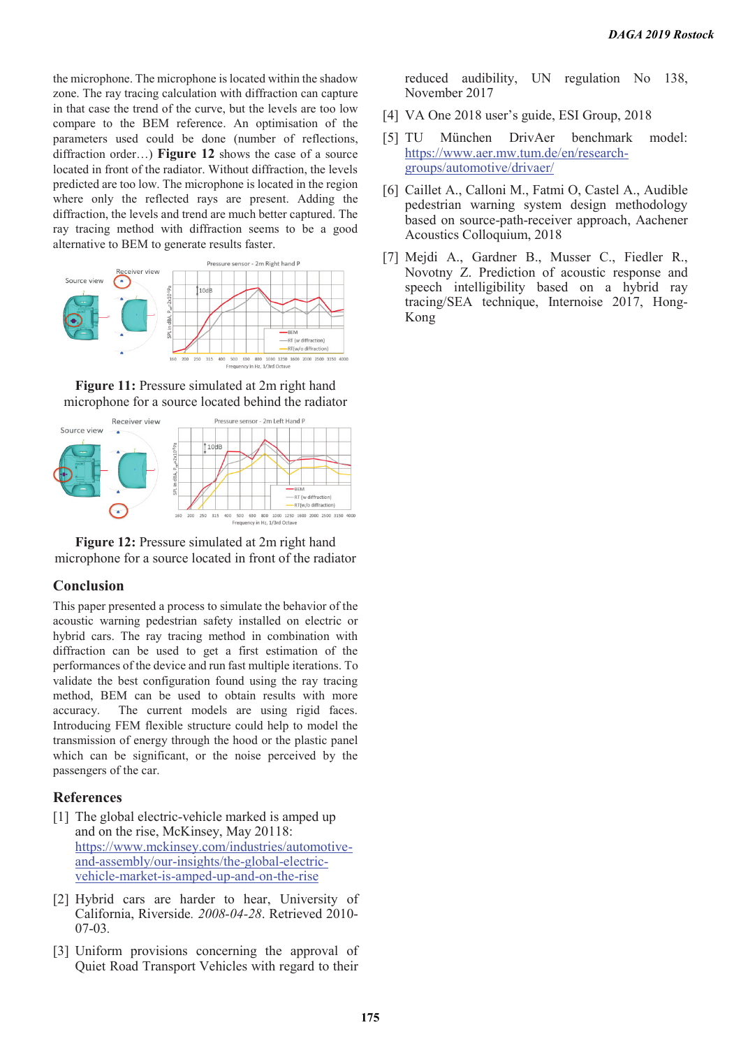the microphone. The microphone is located within the shadow zone. The ray tracing calculation with diffraction can capture in that case the trend of the curve, but the levels are too low compare to the BEM reference. An optimisation of the parameters used could be done (number of reflections, diffraction order…) **Figure 12** shows the case of a source located in front of the radiator. Without diffraction, the levels predicted are too low. The microphone is located in the region where only the reflected rays are present. Adding the diffraction, the levels and trend are much better captured. The ray tracing method with diffraction seems to be a good alternative to BEM to generate results faster.

Source view
Receiver view
Pressure sensor - 2m Right hand P
10dB
SPL in dBA, $P_{ref}$=2x10⁻⁵Pa
BEM
RT (w diffraction)
RT(w/o diffraction)
160 200 250 315 400 500 630 800 1000 1250 1600 2000 2500 3150 4000
Frequency in Hz, 1/3rd Octave

**Figure 11:** Pressure simulated at 2m right hand microphone for a source located behind the radiator

Source view
Receiver view
Pressure sensor - 2m Left Hand P
10dB
SPL in dBA, $P_{ref}$=2x10⁻⁵Pa
BEM
RT (w diffraction)
RT(w/o diffraction)
160 200 250 315 400 500 630 800 1000 1250 1600 2000 2500 3150 4000
Frequency in Hz, 1/3rd Octave

**Figure 12:** Pressure simulated at 2m right hand microphone for a source located in front of the radiator

## Conclusion

This paper presented a process to simulate the behavior of the acoustic warning pedestrian safety installed on electric or hybrid cars. The ray tracing method in combination with diffraction can be used to get a first estimation of the performances of the device and run fast multiple iterations. To validate the best configuration found using the ray tracing method, BEM can be used to obtain results with more accuracy. The current models are using rigid faces. Introducing FEM flexible structure could help to model the transmission of energy through the hood or the plastic panel which can be significant, or the noise perceived by the passengers of the car.

## References

[1] The global electric-vehicle marked is amped up and on the rise, McKinsey, May 20118: https://www.mckinsey.com/industries/automotive-and-assembly/our-insights/the-global-electric-vehicle-market-is-amped-up-and-on-the-rise

[2] Hybrid cars are harder to hear, University of California, Riverside. *2008-04-28*. Retrieved 2010-07-03.

[3] Uniform provisions concerning the approval of Quiet Road Transport Vehicles with regard to their reduced audibility, UN regulation No 138, November 2017

[4] VA One 2018 user's guide, ESI Group, 2018

[5] TU München DrivAer benchmark model: https://www.aer.mw.tum.de/en/research-groups/automotive/drivaer/

[6] Caillet A., Calloni M., Fatmi O, Castel A., Audible pedestrian warning system design methodology based on source-path-receiver approach, Aachener Acoustics Colloquium, 2018

[7] Mejdi A., Gardner B., Musser C., Fiedler R., Novotny Z. Prediction of acoustic response and speech intelligibility based on a hybrid ray tracing/SEA technique, Internoise 2017, Hong-Kong